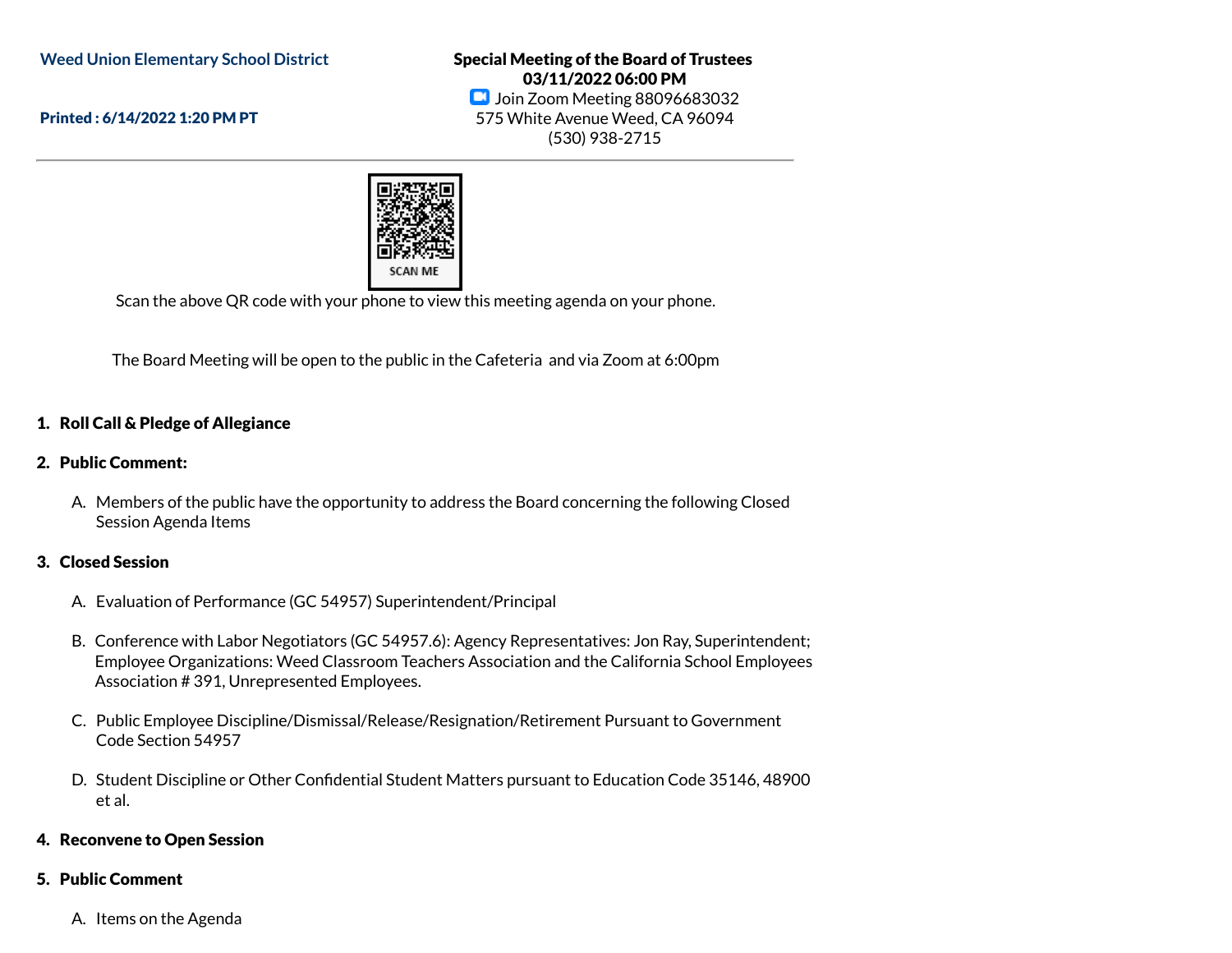Weed Union Elementary School District

Printed : 6/14/2022 1:20 PM PT

**Special Meeting of the Board of Trustees**
**03/11/2022 06:00 PM**
Join Zoom Meeting 88096683032
575 White Avenue Weed, CA 96094
(530) 938-2715

SCAN ME

Scan the above QR code with your phone to view this meeting agenda on your phone.

The Board Meeting will be open to the public in the Cafeteria and via Zoom at 6:00pm

1. **Roll Call & Pledge of Allegiance**

2. **Public Comment:**

   A. Members of the public have the opportunity to address the Board concerning the following Closed Session Agenda Items

3. **Closed Session**

   A. Evaluation of Performance (GC 54957) Superintendent/Principal

   B. Conference with Labor Negotiators (GC 54957.6): Agency Representatives: Jon Ray, Superintendent; Employee Organizations: Weed Classroom Teachers Association and the California School Employees Association # 391, Unrepresented Employees.

   C. Public Employee Discipline/Dismissal/Release/Resignation/Retirement Pursuant to Government Code Section 54957

   D. Student Discipline or Other Confidential Student Matters pursuant to Education Code 35146, 48900 et al.

4. **Reconvene to Open Session**

5. **Public Comment**

   A. Items on the Agenda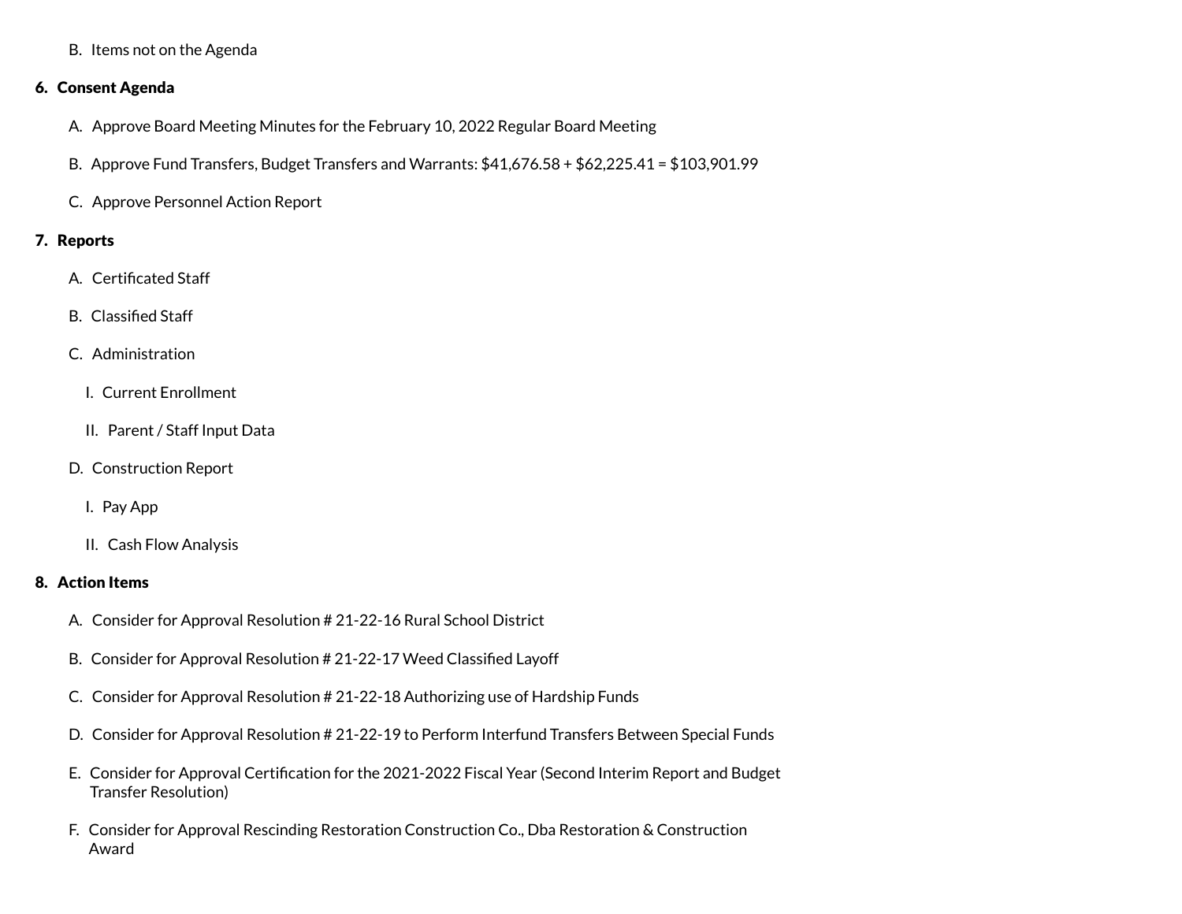B. Items not on the Agenda

6. **Consent Agenda**

    A. Approve Board Meeting Minutes for the February 10, 2022 Regular Board Meeting

    B. Approve Fund Transfers, Budget Transfers and Warrants: $41,676.58 + $62,225.41 = $103,901.99

    C. Approve Personnel Action Report

7. **Reports**

    A. Certificated Staff

    B. Classified Staff

    C. Administration

        I. Current Enrollment

        II. Parent / Staff Input Data

    D. Construction Report

        I. Pay App

        II. Cash Flow Analysis

8. **Action Items**

    A. Consider for Approval Resolution # 21-22-16 Rural School District

    B. Consider for Approval Resolution # 21-22-17 Weed Classified Layoff

    C. Consider for Approval Resolution # 21-22-18 Authorizing use of Hardship Funds

    D. Consider for Approval Resolution # 21-22-19 to Perform Interfund Transfers Between Special Funds

    E. Consider for Approval Certification for the 2021-2022 Fiscal Year (Second Interim Report and Budget Transfer Resolution)

    F. Consider for Approval Rescinding Restoration Construction Co., Dba Restoration & Construction Award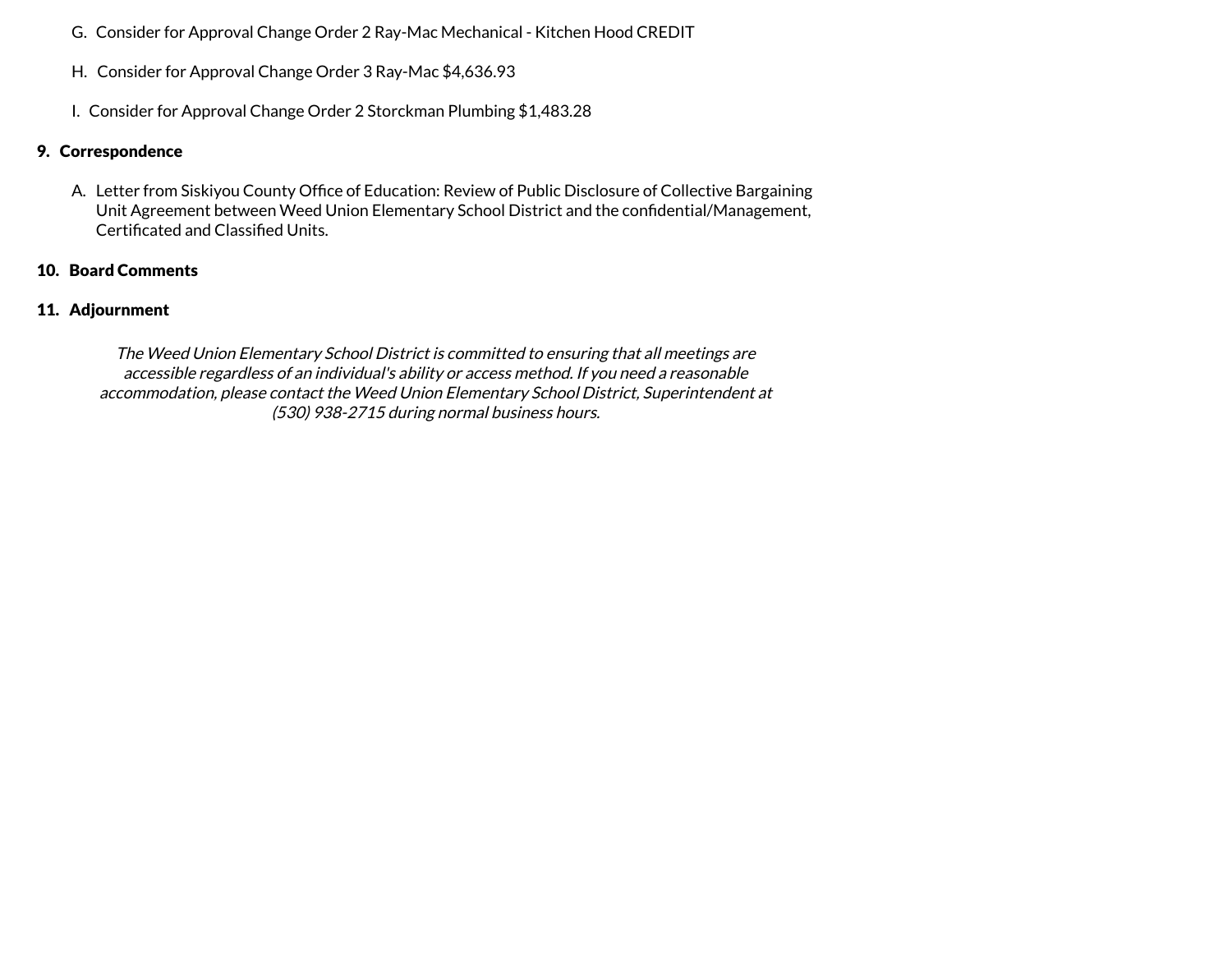G. Consider for Approval Change Order 2 Ray-Mac Mechanical - Kitchen Hood CREDIT

H. Consider for Approval Change Order 3 Ray-Mac $4,636.93

I. Consider for Approval Change Order 2 Storckman Plumbing $1,483.28

**9. Correspondence**

A. Letter from Siskiyou County Office of Education: Review of Public Disclosure of Collective Bargaining Unit Agreement between Weed Union Elementary School District and the confidential/Management, Certificated and Classified Units.

**10. Board Comments**

**11. Adjournment**

*The Weed Union Elementary School District is committed to ensuring that all meetings are accessible regardless of an individual's ability or access method. If you need a reasonable accommodation, please contact the Weed Union Elementary School District, Superintendent at (530) 938-2715 during normal business hours.*